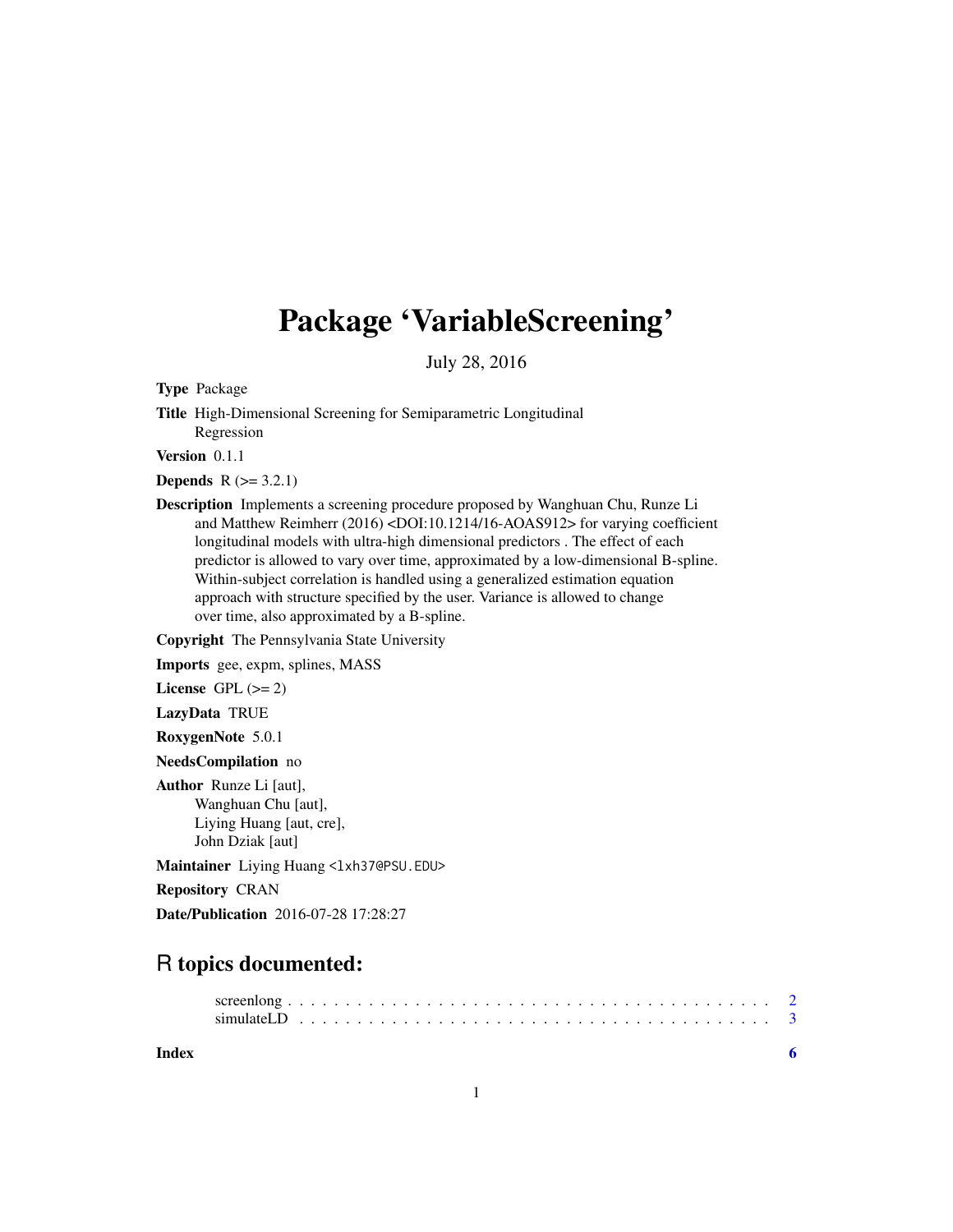# Package 'VariableScreening'

July 28, 2016

**Type** Package

**Title** High-Dimensional Screening for Semiparametric Longitudinal Regression

**Version** 0.1.1

**Depends** R (>= 3.2.1)

**Description** Implements a screening procedure proposed by Wanghuan Chu, Runze Li and Matthew Reimherr (2016) <DOI:10.1214/16-AOAS912> for varying coefficient longitudinal models with ultra-high dimensional predictors . The effect of each predictor is allowed to vary over time, approximated by a low-dimensional B-spline. Within-subject correlation is handled using a generalized estimation equation approach with structure specified by the user. Variance is allowed to change over time, also approximated by a B-spline.

**Copyright** The Pennsylvania State University

**Imports** gee, expm, splines, MASS

**License** GPL (>= 2)

**LazyData** TRUE

**RoxygenNote** 5.0.1

**NeedsCompilation** no

**Author** Runze Li [aut],
Wanghuan Chu [aut],
Liying Huang [aut, cre],
John Dziak [aut]

**Maintainer** Liying Huang <lxh37@PSU.EDU>

**Repository** CRAN

**Date/Publication** 2016-07-28 17:28:27

## R topics documented:

screenlong . . . . . . . . . . . . . . . . . . . . . . . . . . . . . . . . . . . . . . . . 2
simulateLD . . . . . . . . . . . . . . . . . . . . . . . . . . . . . . . . . . . . . . . . 3

**Index** 6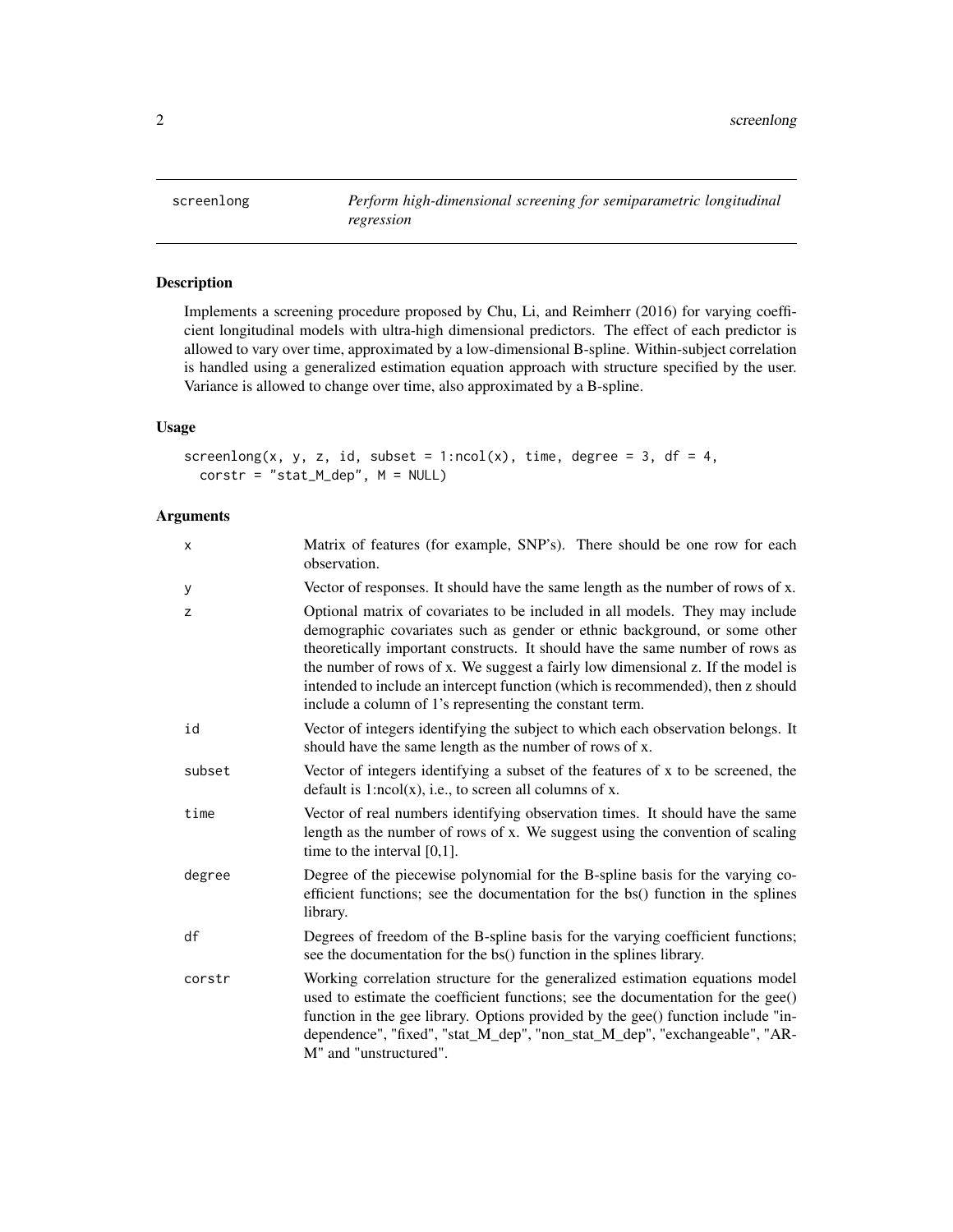## screenlong — *Perform high-dimensional screening for semiparametric longitudinal regression*

### Description

Implements a screening procedure proposed by Chu, Li, and Reimherr (2016) for varying coefficient longitudinal models with ultra-high dimensional predictors. The effect of each predictor is allowed to vary over time, approximated by a low-dimensional B-spline. Within-subject correlation is handled using a generalized estimation equation approach with structure specified by the user. Variance is allowed to change over time, also approximated by a B-spline.

### Usage

```
screenlong(x, y, z, id, subset = 1:ncol(x), time, degree = 3, df = 4,
  corstr = "stat_M_dep", M = NULL)
```

### Arguments

| | |
|---|---|
| `x` | Matrix of features (for example, SNP's). There should be one row for each observation. |
| `y` | Vector of responses. It should have the same length as the number of rows of x. |
| `z` | Optional matrix of covariates to be included in all models. They may include demographic covariates such as gender or ethnic background, or some other theoretically important constructs. It should have the same number of rows as the number of rows of x. We suggest a fairly low dimensional z. If the model is intended to include an intercept function (which is recommended), then z should include a column of 1's representing the constant term. |
| `id` | Vector of integers identifying the subject to which each observation belongs. It should have the same length as the number of rows of x. |
| `subset` | Vector of integers identifying a subset of the features of x to be screened, the default is 1:ncol(x), i.e., to screen all columns of x. |
| `time` | Vector of real numbers identifying observation times. It should have the same length as the number of rows of x. We suggest using the convention of scaling time to the interval [0,1]. |
| `degree` | Degree of the piecewise polynomial for the B-spline basis for the varying coefficient functions; see the documentation for the bs() function in the splines library. |
| `df` | Degrees of freedom of the B-spline basis for the varying coefficient functions; see the documentation for the bs() function in the splines library. |
| `corstr` | Working correlation structure for the generalized estimation equations model used to estimate the coefficient functions; see the documentation for the gee() function in the gee library. Options provided by the gee() function include "independence", "fixed", "stat_M_dep", "non_stat_M_dep", "exchangeable", "AR-M" and "unstructured". |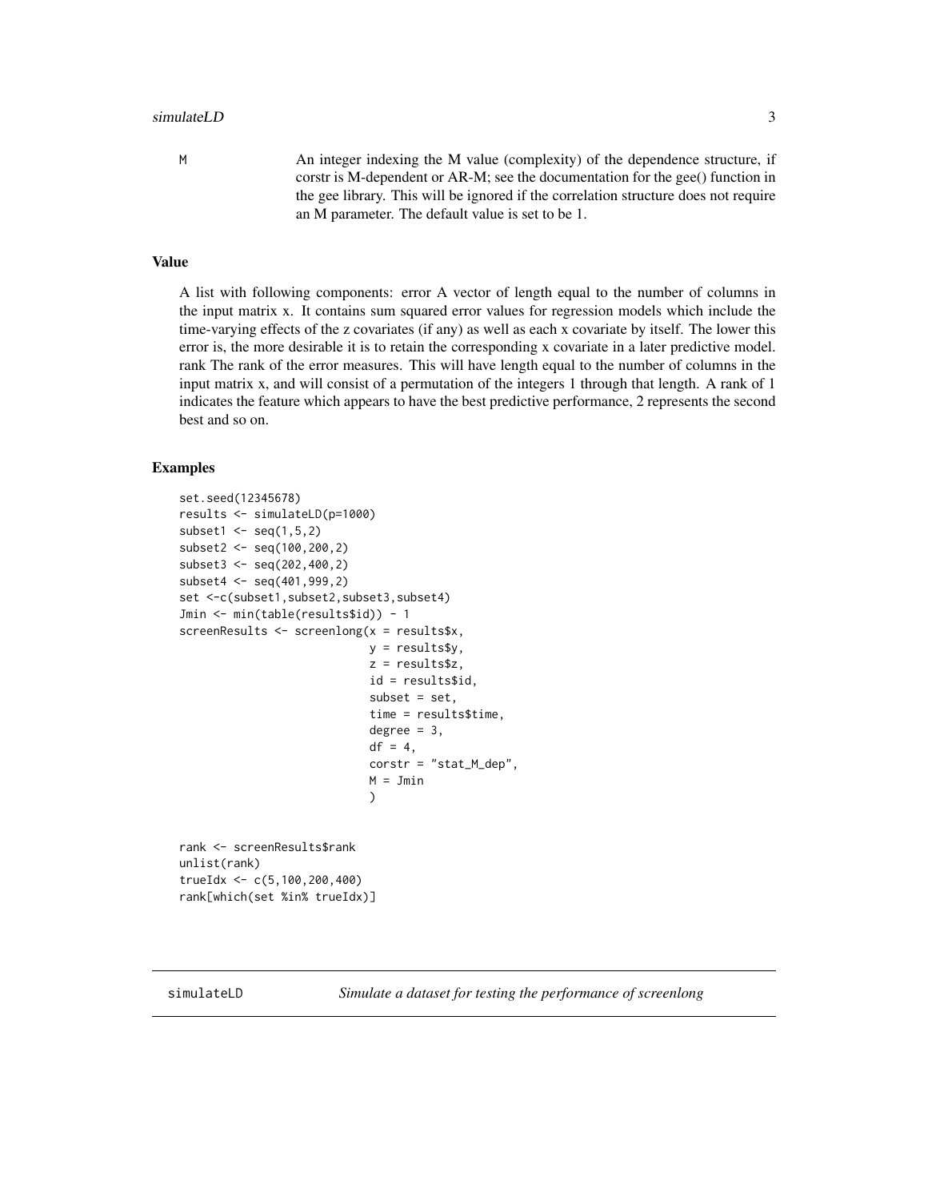M An integer indexing the M value (complexity) of the dependence structure, if corstr is M-dependent or AR-M; see the documentation for the gee() function in the gee library. This will be ignored if the correlation structure does not require an M parameter. The default value is set to be 1.

### Value

A list with following components: error A vector of length equal to the number of columns in the input matrix x. It contains sum squared error values for regression models which include the time-varying effects of the z covariates (if any) as well as each x covariate by itself. The lower this error is, the more desirable it is to retain the corresponding x covariate in a later predictive model. rank The rank of the error measures. This will have length equal to the number of columns in the input matrix x, and will consist of a permutation of the integers 1 through that length. A rank of 1 indicates the feature which appears to have the best predictive performance, 2 represents the second best and so on.

### Examples

```
set.seed(12345678)
results <- simulateLD(p=1000)
subset1 <- seq(1,5,2)
subset2 <- seq(100,200,2)
subset3 <- seq(202,400,2)
subset4 <- seq(401,999,2)
set <-c(subset1,subset2,subset3,subset4)
Jmin <- min(table(results$id)) - 1
screenResults <- screenlong(x = results$x,
                            y = results$y,
                            z = results$z,
                            id = results$id,
                            subset = set,
                            time = results$time,
                            degree = 3,
                            df = 4,
                            corstr = "stat_M_dep",
                            M = Jmin
                            )


rank <- screenResults$rank
unlist(rank)
trueIdx <- c(5,100,200,400)
rank[which(set %in% trueIdx)]
```

## simulateLD *Simulate a dataset for testing the performance of screenlong*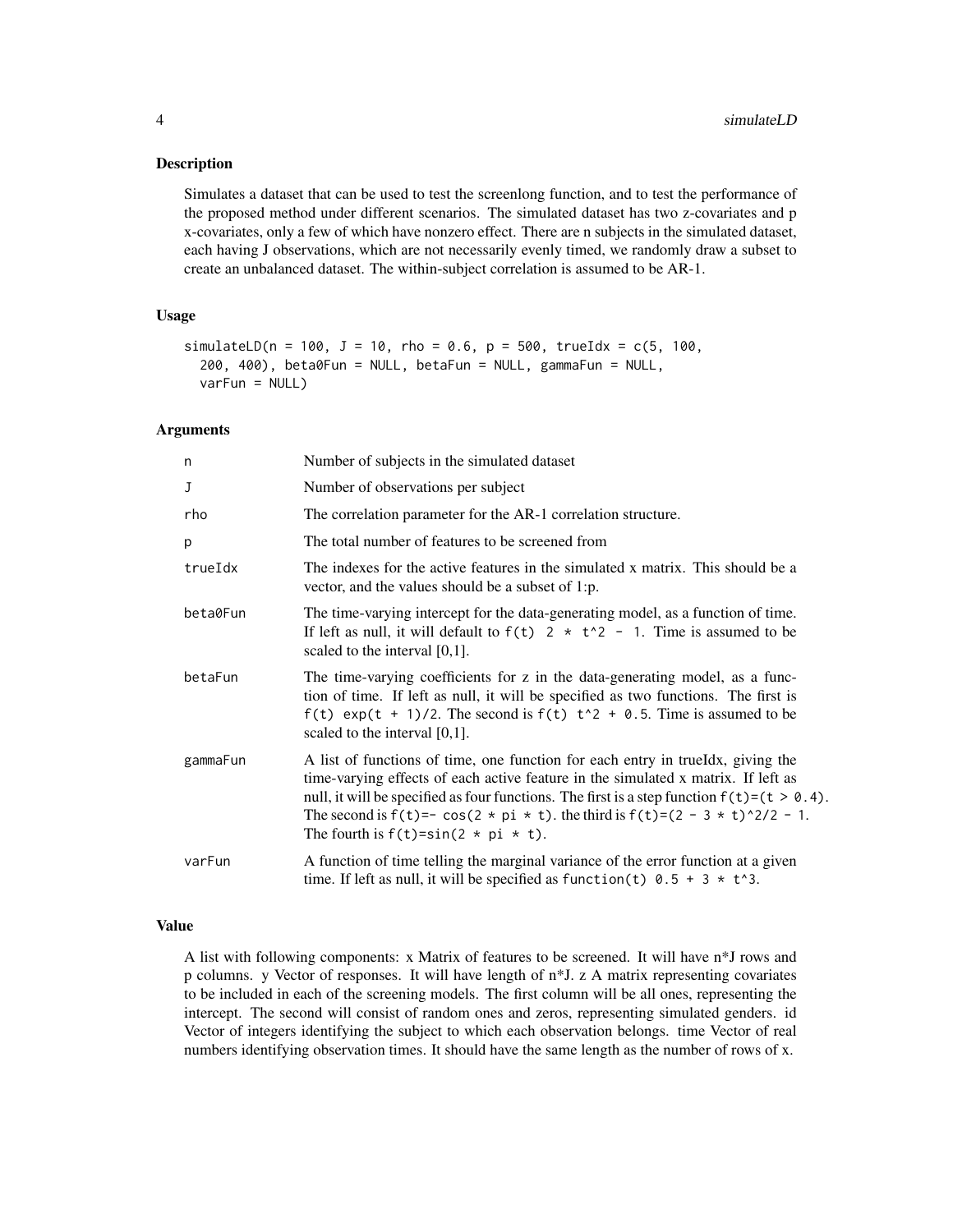## Description

Simulates a dataset that can be used to test the screenlong function, and to test the performance of the proposed method under different scenarios. The simulated dataset has two z-covariates and p x-covariates, only a few of which have nonzero effect. There are n subjects in the simulated dataset, each having J observations, which are not necessarily evenly timed, we randomly draw a subset to create an unbalanced dataset. The within-subject correlation is assumed to be AR-1.

## Usage

```
simulateLD(n = 100, J = 10, rho = 0.6, p = 500, trueIdx = c(5, 100,
  200, 400), beta0Fun = NULL, betaFun = NULL, gammaFun = NULL,
  varFun = NULL)
```

## Arguments

| | |
|---|---|
| n | Number of subjects in the simulated dataset |
| J | Number of observations per subject |
| rho | The correlation parameter for the AR-1 correlation structure. |
| p | The total number of features to be screened from |
| trueIdx | The indexes for the active features in the simulated x matrix. This should be a vector, and the values should be a subset of 1:p. |
| beta0Fun | The time-varying intercept for the data-generating model, as a function of time. If left as null, it will default to `f(t) 2 * t^2 - 1`. Time is assumed to be scaled to the interval [0,1]. |
| betaFun | The time-varying coefficients for z in the data-generating model, as a function of time. If left as null, it will be specified as two functions. The first is `f(t) exp(t + 1)/2`. The second is `f(t) t^2 + 0.5`. Time is assumed to be scaled to the interval [0,1]. |
| gammaFun | A list of functions of time, one function for each entry in trueIdx, giving the time-varying effects of each active feature in the simulated x matrix. If left as null, it will be specified as four functions. The first is a step function `f(t)=(t > 0.4)`. The second is `f(t)=- cos(2 * pi * t)`. the third is `f(t)=(2 - 3 * t)^2/2 - 1`. The fourth is `f(t)=sin(2 * pi * t)`. |
| varFun | A function of time telling the marginal variance of the error function at a given time. If left as null, it will be specified as `function(t) 0.5 + 3 * t^3`. |

## Value

A list with following components: x Matrix of features to be screened. It will have n*J rows and p columns. y Vector of responses. It will have length of n*J. z A matrix representing covariates to be included in each of the screening models. The first column will be all ones, representing the intercept. The second will consist of random ones and zeros, representing simulated genders. id Vector of integers identifying the subject to which each observation belongs. time Vector of real numbers identifying observation times. It should have the same length as the number of rows of x.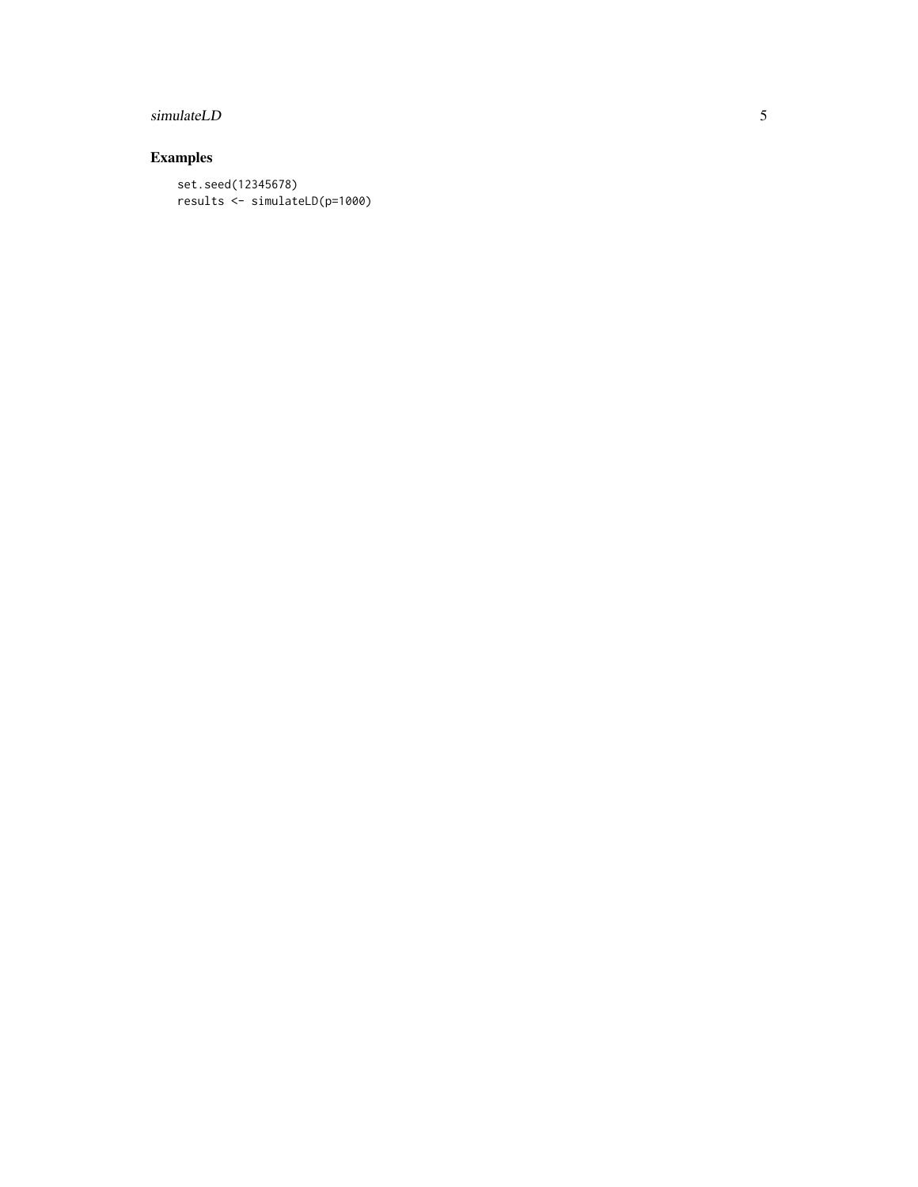## Examples

```
set.seed(12345678)
results <- simulateLD(p=1000)
```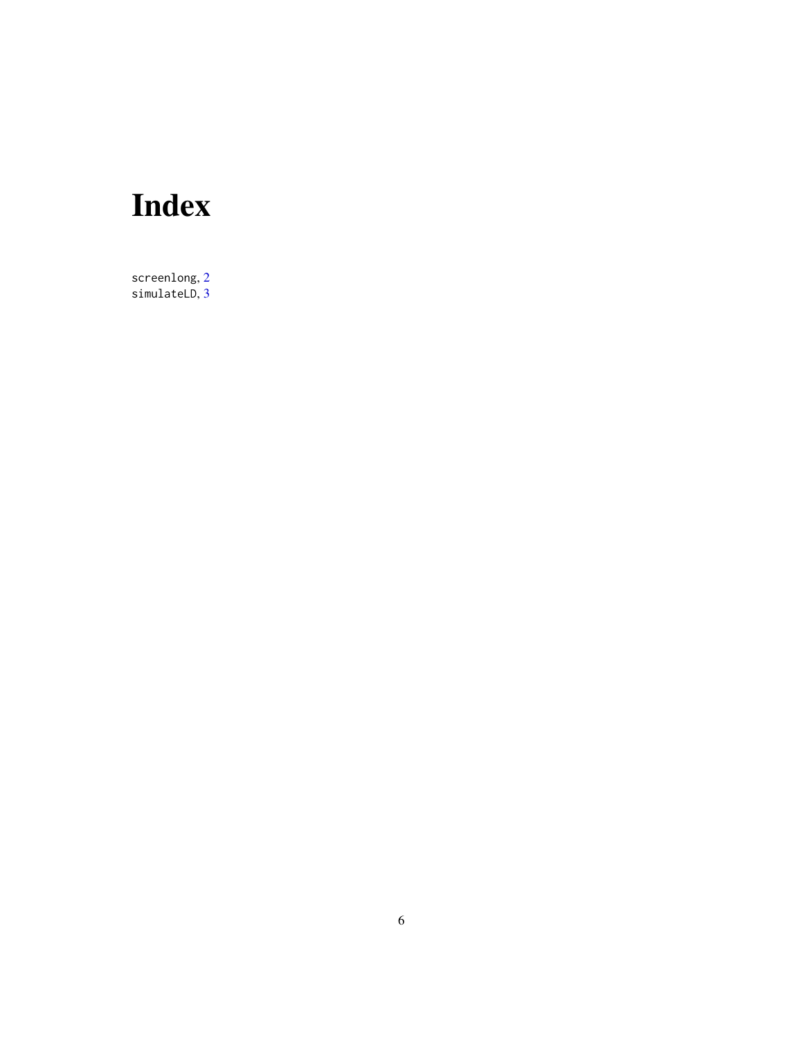# Index

screenlong, 2
simulateLD, 3